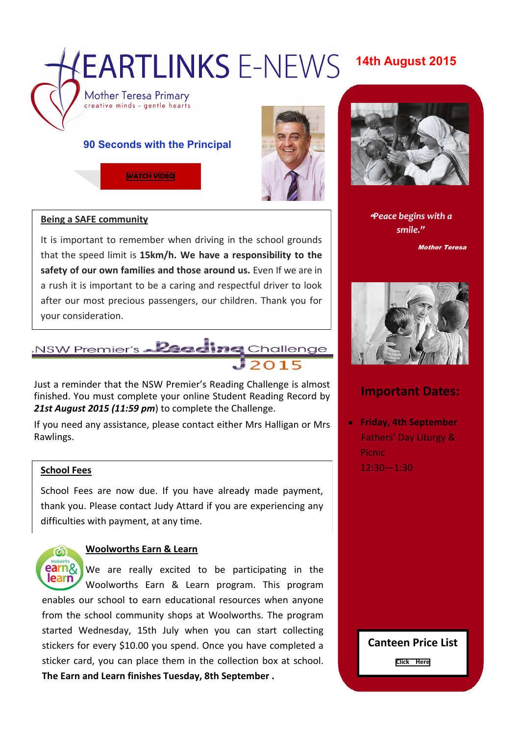# HEARTLINKS E-NEWS

Mother Teresa Primary
creative minds - gentle hearts

**14th August 2015**

## 90 Seconds with the Principal

WATCH VIDEO

### Being a SAFE community

It is important to remember when driving in the school grounds that the speed limit is **15km/h. We have a responsibility to the safety of our own families and those around us.** Even If we are in a rush it is important to be a caring and respectful driver to look after our most precious passengers, our children. Thank you for your consideration.

### NSW Premier's Reading Challenge 2015

Just a reminder that the NSW Premier's Reading Challenge is almost finished. You must complete your online Student Reading Record by ***21st August 2015 (11:59 pm***) to complete the Challenge.

If you need any assistance, please contact either Mrs Halligan or Mrs Rawlings.

### School Fees

School Fees are now due. If you have already made payment, thank you. Please contact Judy Attard if you are experiencing any difficulties with payment, at any time.

### Woolworths Earn & Learn

We are really excited to be participating in the Woolworths Earn & Learn program. This program enables our school to earn educational resources when anyone from the school community shops at Woolworths. The program started Wednesday, 15th July when you can start collecting stickers for every $10.00 you spend. Once you have completed a sticker card, you can place them in the collection box at school. **The Earn and Learn finishes Tuesday, 8th September .**

*"Peace begins with a smile."*

***Mother Teresa***

## Important Dates:

- **Friday, 4th September**
  Fathers' Day Liturgy & Picnic
  12:30—1:30

**Canteen Price List**

Click Here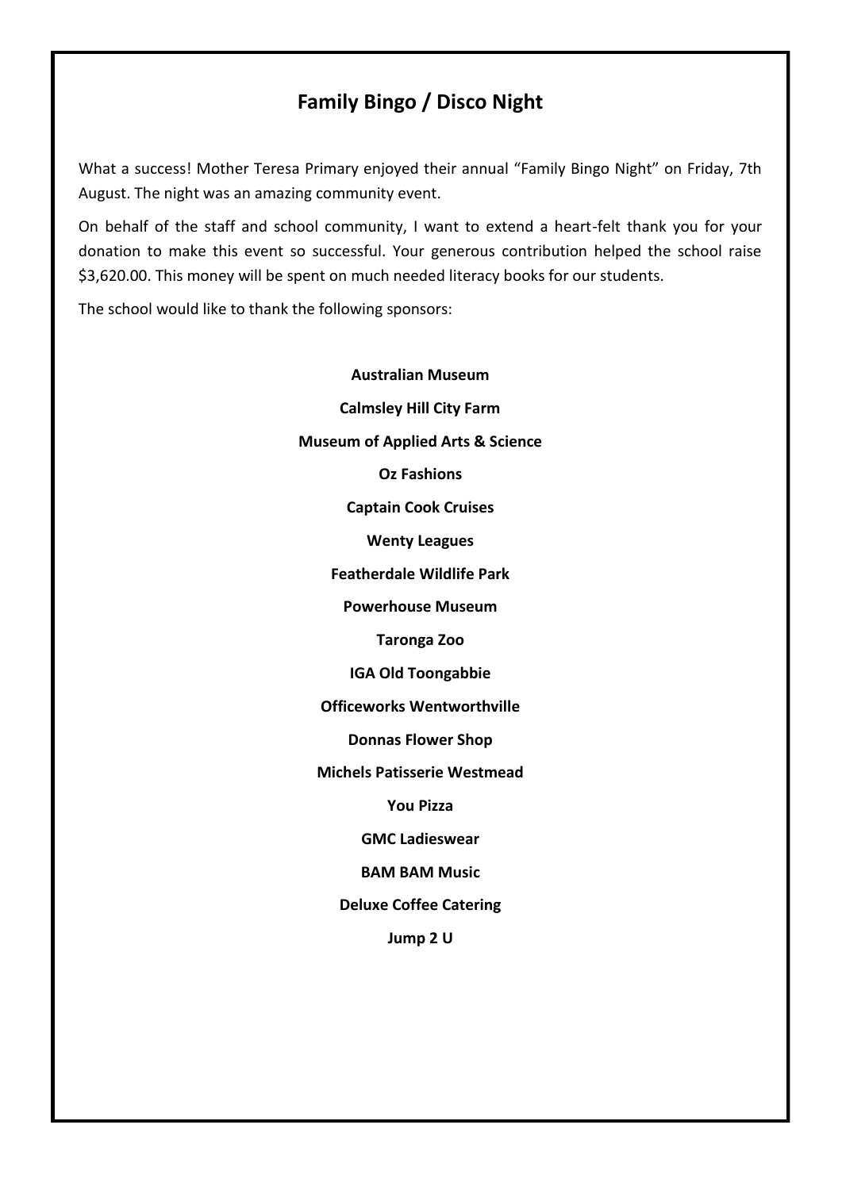## Family Bingo / Disco Night

What a success! Mother Teresa Primary enjoyed their annual "Family Bingo Night" on Friday, 7th August. The night was an amazing community event.

On behalf of the staff and school community, I want to extend a heart-felt thank you for your donation to make this event so successful. Your generous contribution helped the school raise $3,620.00. This money will be spent on much needed literacy books for our students.

The school would like to thank the following sponsors:

**Australian Museum**

**Calmsley Hill City Farm**

**Museum of Applied Arts & Science**

**Oz Fashions**

**Captain Cook Cruises**

**Wenty Leagues**

**Featherdale Wildlife Park**

**Powerhouse Museum**

**Taronga Zoo**

**IGA Old Toongabbie**

**Officeworks Wentworthville**

**Donnas Flower Shop**

**Michels Patisserie Westmead**

**You Pizza**

**GMC Ladieswear**

**BAM BAM Music**

**Deluxe Coffee Catering**

**Jump 2 U**